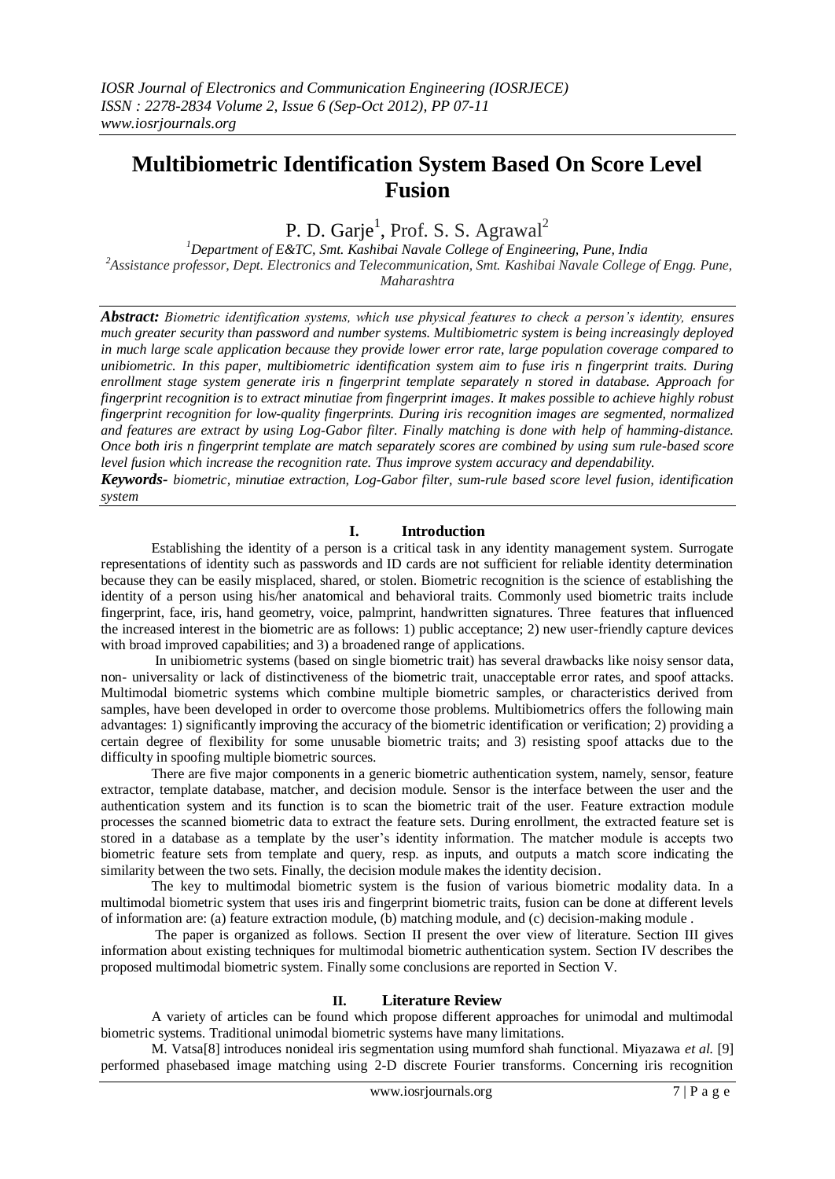# Multibiometric Identification System Based On Score Level Fusion

P. D. Garje[1], Prof. S. S. Agrawal[2]

[1]Department of E&TC, Smt. Kashibai Navale College of Engineering, Pune, India
[2]Assistance professor, Dept. Electronics and Telecommunication, Smt. Kashibai Navale College of Engg. Pune, Maharashtra

***Abstract:*** *Biometric identification systems, which use physical features to check a person's identity, ensures much greater security than password and number systems. Multibiometric system is being increasingly deployed in much large scale application because they provide lower error rate, large population coverage compared to unibiometric. In this paper, multibiometric identification system aim to fuse iris n fingerprint traits. During enrollment stage system generate iris n fingerprint template separately n stored in database. Approach for fingerprint recognition is to extract minutiae from fingerprint images. It makes possible to achieve highly robust fingerprint recognition for low-quality fingerprints. During iris recognition images are segmented, normalized and features are extract by using Log-Gabor filter. Finally matching is done with help of hamming-distance. Once both iris n fingerprint template are match separately scores are combined by using sum rule-based score level fusion which increase the recognition rate. Thus improve system accuracy and dependability.*

***Keywords-*** *biometric, minutiae extraction, Log-Gabor filter, sum-rule based score level fusion, identification system*

## I. Introduction

Establishing the identity of a person is a critical task in any identity management system. Surrogate representations of identity such as passwords and ID cards are not sufficient for reliable identity determination because they can be easily misplaced, shared, or stolen. Biometric recognition is the science of establishing the identity of a person using his/her anatomical and behavioral traits. Commonly used biometric traits include fingerprint, face, iris, hand geometry, voice, palmprint, handwritten signatures. Three features that influenced the increased interest in the biometric are as follows: 1) public acceptance; 2) new user-friendly capture devices with broad improved capabilities; and 3) a broadened range of applications.

In unibiometric systems (based on single biometric trait) has several drawbacks like noisy sensor data, non- universality or lack of distinctiveness of the biometric trait, unacceptable error rates, and spoof attacks. Multimodal biometric systems which combine multiple biometric samples, or characteristics derived from samples, have been developed in order to overcome those problems. Multibiometrics offers the following main advantages: 1) significantly improving the accuracy of the biometric identification or verification; 2) providing a certain degree of flexibility for some unusable biometric traits; and 3) resisting spoof attacks due to the difficulty in spoofing multiple biometric sources.

There are five major components in a generic biometric authentication system, namely, sensor, feature extractor, template database, matcher, and decision module. Sensor is the interface between the user and the authentication system and its function is to scan the biometric trait of the user. Feature extraction module processes the scanned biometric data to extract the feature sets. During enrollment, the extracted feature set is stored in a database as a template by the user's identity information. The matcher module is accepts two biometric feature sets from template and query, resp. as inputs, and outputs a match score indicating the similarity between the two sets. Finally, the decision module makes the identity decision.

The key to multimodal biometric system is the fusion of various biometric modality data. In a multimodal biometric system that uses iris and fingerprint biometric traits, fusion can be done at different levels of information are: (a) feature extraction module, (b) matching module, and (c) decision-making module .

The paper is organized as follows. Section II present the over view of literature. Section III gives information about existing techniques for multimodal biometric authentication system. Section IV describes the proposed multimodal biometric system. Finally some conclusions are reported in Section V.

## II. Literature Review

A variety of articles can be found which propose different approaches for unimodal and multimodal biometric systems. Traditional unimodal biometric systems have many limitations.

M. Vatsa[8] introduces nonideal iris segmentation using mumford shah functional. Miyazawa *et al.* [9] performed phasebased image matching using 2-D discrete Fourier transforms. Concerning iris recognition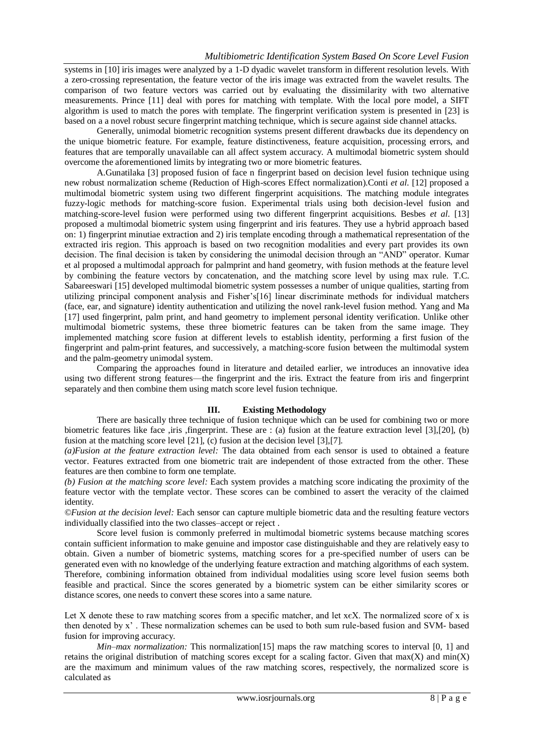systems in [10] iris images were analyzed by a 1-D dyadic wavelet transform in different resolution levels. With a zero-crossing representation, the feature vector of the iris image was extracted from the wavelet results. The comparison of two feature vectors was carried out by evaluating the dissimilarity with two alternative measurements. Prince [11] deal with pores for matching with template. With the local pore model, a SIFT algorithm is used to match the pores with template. The fingerprint verification system is presented in [23] is based on a a novel robust secure fingerprint matching technique, which is secure against side channel attacks.

Generally, unimodal biometric recognition systems present different drawbacks due its dependency on the unique biometric feature. For example, feature distinctiveness, feature acquisition, processing errors, and features that are temporally unavailable can all affect system accuracy. A multimodal biometric system should overcome the aforementioned limits by integrating two or more biometric features.

A.Gunatilaka [3] proposed fusion of face n fingerprint based on decision level fusion technique using new robust normalization scheme (Reduction of High-scores Effect normalization).Conti *et al.* [12] proposed a multimodal biometric system using two different fingerprint acquisitions. The matching module integrates fuzzy-logic methods for matching-score fusion. Experimental trials using both decision-level fusion and matching-score-level fusion were performed using two different fingerprint acquisitions. Besbes *et al.* [13] proposed a multimodal biometric system using fingerprint and iris features. They use a hybrid approach based on: 1) fingerprint minutiae extraction and 2) iris template encoding through a mathematical representation of the extracted iris region. This approach is based on two recognition modalities and every part provides its own decision. The final decision is taken by considering the unimodal decision through an "AND" operator. Kumar et al proposed a multimodal approach for palmprint and hand geometry, with fusion methods at the feature level by combining the feature vectors by concatenation, and the matching score level by using max rule. T.C. Sabareeswari [15] developed multimodal biometric system possesses a number of unique qualities, starting from utilizing principal component analysis and Fisher's[16] linear discriminate methods for individual matchers (face, ear, and signature) identity authentication and utilizing the novel rank-level fusion method. Yang and Ma [17] used fingerprint, palm print, and hand geometry to implement personal identity verification. Unlike other multimodal biometric systems, these three biometric features can be taken from the same image. They implemented matching score fusion at different levels to establish identity, performing a first fusion of the fingerprint and palm-print features, and successively, a matching-score fusion between the multimodal system and the palm-geometry unimodal system.

Comparing the approaches found in literature and detailed earlier, we introduces an innovative idea using two different strong features—the fingerprint and the iris. Extract the feature from iris and fingerprint separately and then combine them using match score level fusion technique.

## III. Existing Methodology

There are basically three technique of fusion technique which can be used for combining two or more biometric features like face ,iris ,fingerprint. These are : (a) fusion at the feature extraction level [3],[20], (b) fusion at the matching score level [21], (c) fusion at the decision level [3],[7].

*(a)Fusion at the feature extraction level:* The data obtained from each sensor is used to obtained a feature vector. Features extracted from one biometric trait are independent of those extracted from the other. These features are then combine to form one template.

*(b) Fusion at the matching score level:* Each system provides a matching score indicating the proximity of the feature vector with the template vector. These scores can be combined to assert the veracity of the claimed identity.

©*Fusion at the decision level:* Each sensor can capture multiple biometric data and the resulting feature vectors individually classified into the two classes–accept or reject .

Score level fusion is commonly preferred in multimodal biometric systems because matching scores contain sufficient information to make genuine and impostor case distinguishable and they are relatively easy to obtain. Given a number of biometric systems, matching scores for a pre-specified number of users can be generated even with no knowledge of the underlying feature extraction and matching algorithms of each system. Therefore, combining information obtained from individual modalities using score level fusion seems both feasible and practical. Since the scores generated by a biometric system can be either similarity scores or distance scores, one needs to convert these scores into a same nature.

Let X denote these to raw matching scores from a specific matcher, and let $x \epsilon X$. The normalized score of x is then denoted by x' . These normalization schemes can be used to both sum rule-based fusion and SVM- based fusion for improving accuracy.

*Min–max normalization:* This normalization[15] maps the raw matching scores to interval [0, 1] and retains the original distribution of matching scores except for a scaling factor. Given that max(X) and min(X) are the maximum and minimum values of the raw matching scores, respectively, the normalized score is calculated as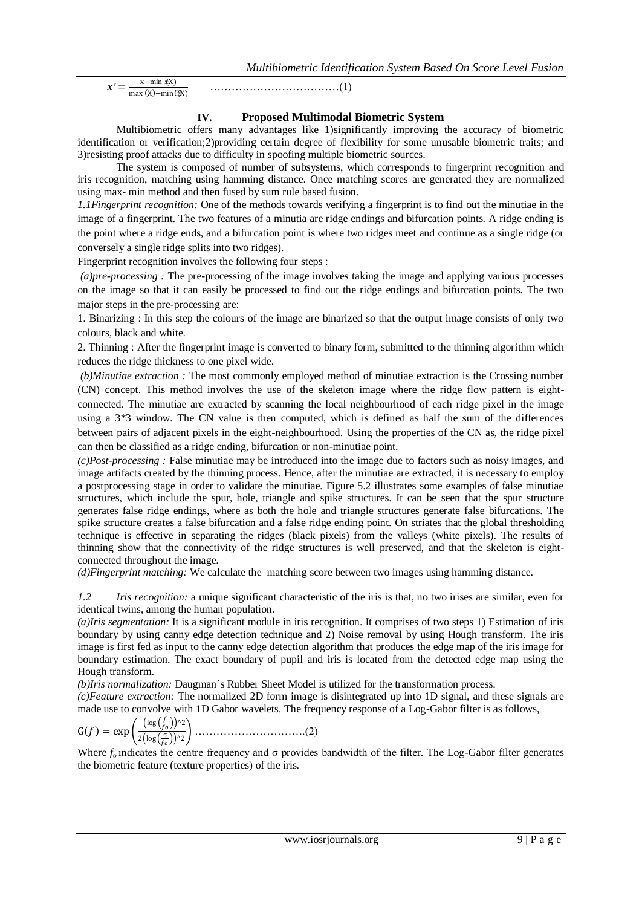$$x' = \frac{x - \min(X)}{\max(X) - \min(X)} \quad \text{.................................(1)}$$

## IV. Proposed Multimodal Biometric System

Multibiometric offers many advantages like 1)significantly improving the accuracy of biometric identification or verification;2)providing certain degree of flexibility for some unusable biometric traits; and 3)resisting proof attacks due to difficulty in spoofing multiple biometric sources.

The system is composed of number of subsystems, which corresponds to fingerprint recognition and iris recognition, matching using hamming distance. Once matching scores are generated they are normalized using max- min method and then fused by sum rule based fusion.

*1.1Fingerprint recognition:* One of the methods towards verifying a fingerprint is to find out the minutiae in the image of a fingerprint. The two features of a minutia are ridge endings and bifurcation points. A ridge ending is the point where a ridge ends, and a bifurcation point is where two ridges meet and continue as a single ridge (or conversely a single ridge splits into two ridges).

Fingerprint recognition involves the following four steps :

*(a)pre-processing :* The pre-processing of the image involves taking the image and applying various processes on the image so that it can easily be processed to find out the ridge endings and bifurcation points. The two major steps in the pre-processing are:

1. Binarizing : In this step the colours of the image are binarized so that the output image consists of only two colours, black and white.

2. Thinning : After the fingerprint image is converted to binary form, submitted to the thinning algorithm which reduces the ridge thickness to one pixel wide.

*(b)Minutiae extraction :* The most commonly employed method of minutiae extraction is the Crossing number (CN) concept. This method involves the use of the skeleton image where the ridge flow pattern is eight-connected. The minutiae are extracted by scanning the local neighbourhood of each ridge pixel in the image using a 3*3 window. The CN value is then computed, which is defined as half the sum of the differences between pairs of adjacent pixels in the eight-neighbourhood. Using the properties of the CN as, the ridge pixel can then be classified as a ridge ending, bifurcation or non-minutiae point.

*(c)Post-processing :* False minutiae may be introduced into the image due to factors such as noisy images, and image artifacts created by the thinning process. Hence, after the minutiae are extracted, it is necessary to employ a postprocessing stage in order to validate the minutiae. Figure 5.2 illustrates some examples of false minutiae structures, which include the spur, hole, triangle and spike structures. It can be seen that the spur structure generates false ridge endings, where as both the hole and triangle structures generate false bifurcations. The spike structure creates a false bifurcation and a false ridge ending point. On striates that the global thresholding technique is effective in separating the ridges (black pixels) from the valleys (white pixels). The results of thinning show that the connectivity of the ridge structures is well preserved, and that the skeleton is eight-connected throughout the image.

*(d)Fingerprint matching:* We calculate the matching score between two images using hamming distance.

*1.2 Iris recognition:* a unique significant characteristic of the iris is that, no two irises are similar, even for identical twins, among the human population.

*(a)Iris segmentation:* It is a significant module in iris recognition. It comprises of two steps 1) Estimation of iris boundary by using canny edge detection technique and 2) Noise removal by using Hough transform. The iris image is first fed as input to the canny edge detection algorithm that produces the edge map of the iris image for boundary estimation. The exact boundary of pupil and iris is located from the detected edge map using the Hough transform.

*(b)Iris normalization:* Daugman`s Rubber Sheet Model is utilized for the transformation process.

*(c)Feature extraction:* The normalized 2D form image is disintegrated up into 1D signal, and these signals are made use to convolve with 1D Gabor wavelets. The frequency response of a Log-Gabor filter is as follows,

$$G(f) = \exp\left(\frac{-\left(\log\left(\frac{f}{f_o}\right)\right)^2}{2\left(\log\left(\frac{\sigma}{f_o}\right)\right)^2}\right) \quad \text{..............................(2)}$$

Where $f_o$ indicates the centre frequency and $\sigma$ provides bandwidth of the filter. The Log-Gabor filter generates the biometric feature (texture properties) of the iris.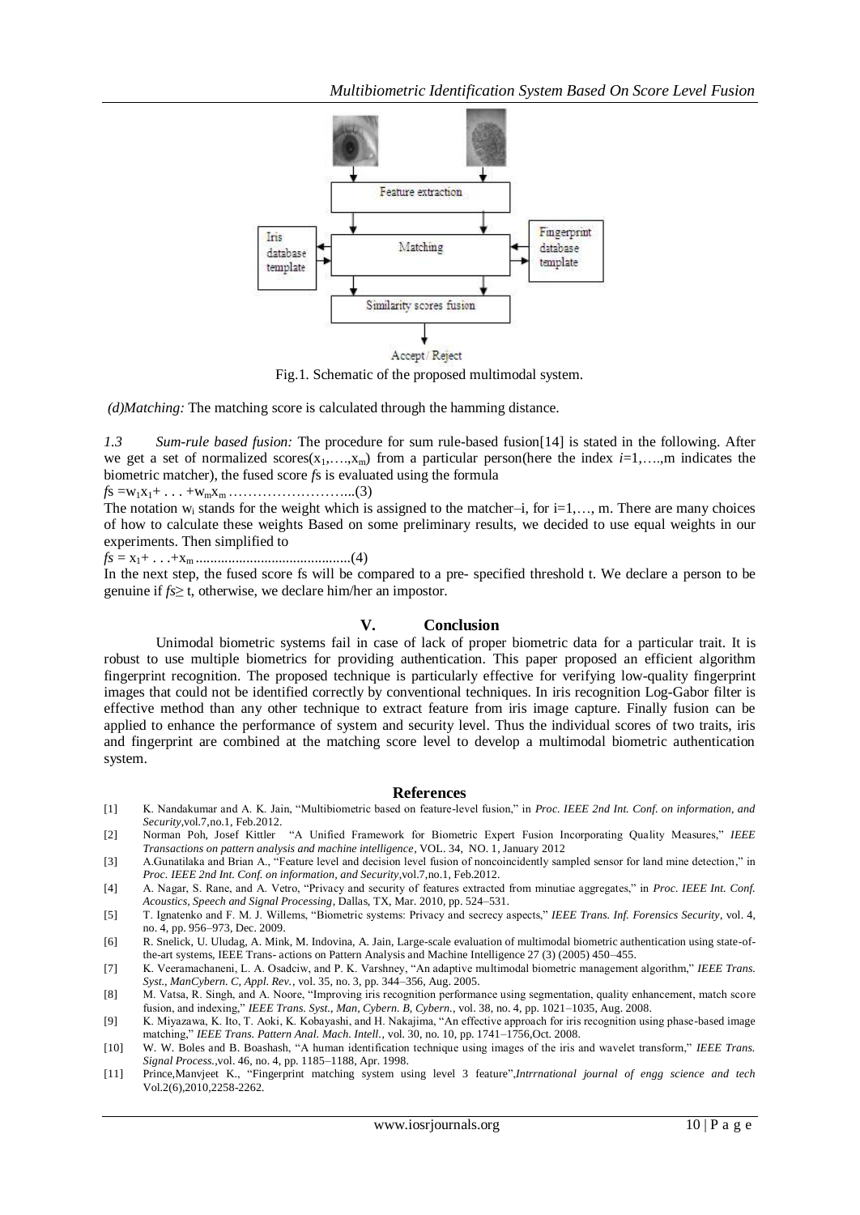Fig.1. Schematic of the proposed multimodal system.

*(d)Matching:* The matching score is calculated through the hamming distance.

*1.3 Sum-rule based fusion:* The procedure for sum rule-based fusion[14] is stated in the following. After we get a set of normalized scores($x_1,\ldots,x_m$) from a particular person(here the index $i$=1,….,m indicates the biometric matcher), the fused score *f*s is evaluated using the formula

$fs = w_1x_1 + \ldots + w_mx_m$ ……………………...(3)

The notation $w_i$ stands for the weight which is assigned to the matcher–i, for i=1,…, m. There are many choices of how to calculate these weights Based on some preliminary results, we decided to use equal weights in our experiments. Then simplified to

$fs = x_1 + \ldots + x_m$ ...........................................(4)

In the next step, the fused score fs will be compared to a pre- specified threshold t. We declare a person to be genuine if $fs \geq$ t, otherwise, we declare him/her an impostor.

## V. Conclusion

Unimodal biometric systems fail in case of lack of proper biometric data for a particular trait. It is robust to use multiple biometrics for providing authentication. This paper proposed an efficient algorithm fingerprint recognition. The proposed technique is particularly effective for verifying low-quality fingerprint images that could not be identified correctly by conventional techniques. In iris recognition Log-Gabor filter is effective method than any other technique to extract feature from iris image capture. Finally fusion can be applied to enhance the performance of system and security level. Thus the individual scores of two traits, iris and fingerprint are combined at the matching score level to develop a multimodal biometric authentication system.

## References

[1] K. Nandakumar and A. K. Jain, "Multibiometric based on feature-level fusion," in *Proc. IEEE 2nd Int. Conf. on information, and Security*,vol.7,no.1, Feb.2012.

[2] Norman Poh, Josef Kittler "A Unified Framework for Biometric Expert Fusion Incorporating Quality Measures," *IEEE Transactions on pattern analysis and machine intelligence*, VOL. 34, NO. 1, January 2012

[3] A.Gunatilaka and Brian A., "Feature level and decision level fusion of noncoincidently sampled sensor for land mine detection," in *Proc. IEEE 2nd Int. Conf. on information, and Security*,vol.7,no.1, Feb.2012.

[4] A. Nagar, S. Rane, and A. Vetro, "Privacy and security of features extracted from minutiae aggregates," in *Proc. IEEE Int. Conf. Acoustics, Speech and Signal Processing*, Dallas, TX, Mar. 2010, pp. 524–531.

[5] T. Ignatenko and F. M. J. Willems, "Biometric systems: Privacy and secrecy aspects," *IEEE Trans. Inf. Forensics Security*, vol. 4, no. 4, pp. 956–973, Dec. 2009.

[6] R. Snelick, U. Uludag, A. Mink, M. Indovina, A. Jain, Large-scale evaluation of multimodal biometric authentication using state-of-the-art systems, IEEE Trans- actions on Pattern Analysis and Machine Intelligence 27 (3) (2005) 450–455.

[7] K. Veeramachaneni, L. A. Osadciw, and P. K. Varshney, "An adaptive multimodal biometric management algorithm," *IEEE Trans. Syst., ManCybern. C, Appl. Rev.*, vol. 35, no. 3, pp. 344–356, Aug. 2005.

[8] M. Vatsa, R. Singh, and A. Noore, "Improving iris recognition performance using segmentation, quality enhancement, match score fusion, and indexing," *IEEE Trans. Syst., Man, Cybern. B, Cybern.*, vol. 38, no. 4, pp. 1021–1035, Aug. 2008.

[9] K. Miyazawa, K. Ito, T. Aoki, K. Kobayashi, and H. Nakajima, "An effective approach for iris recognition using phase-based image matching," *IEEE Trans. Pattern Anal. Mach. Intell.*, vol. 30, no. 10, pp. 1741–1756,Oct. 2008.

[10] W. W. Boles and B. Boashash, "A human identification technique using images of the iris and wavelet transform," *IEEE Trans. Signal Process.*,vol. 46, no. 4, pp. 1185–1188, Apr. 1998.

[11] Prince,Manvjeet K., "Fingerprint matching system using level 3 feature",*Intrrnational journal of engg science and tech* Vol.2(6),2010,2258-2262.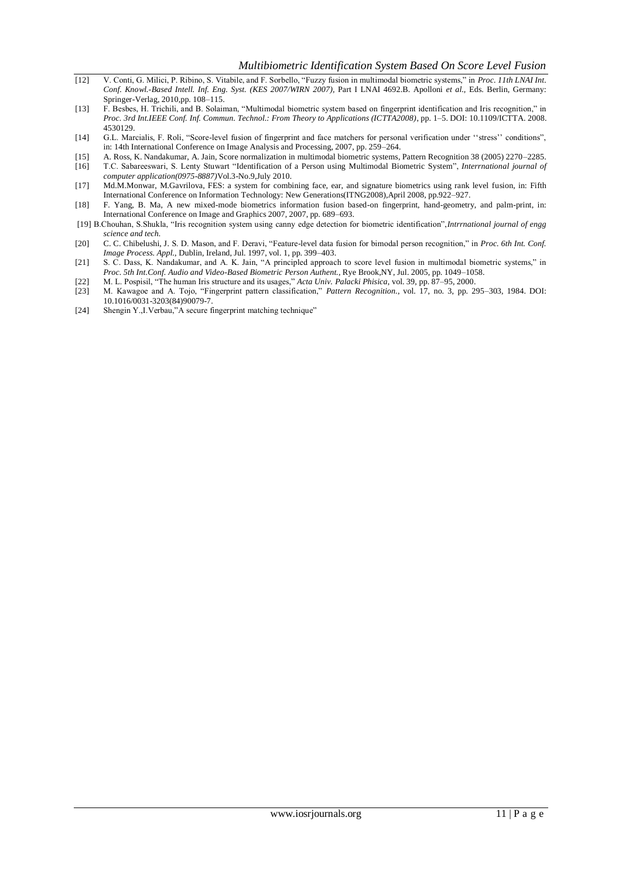[12] V. Conti, G. Milici, P. Ribino, S. Vitabile, and F. Sorbello, "Fuzzy fusion in multimodal biometric systems," in *Proc. 11th LNAI Int. Conf. Knowl.-Based Intell. Inf. Eng. Syst. (KES 2007/WIRN 2007)*, Part I LNAI 4692.B. Apolloni *et al.*, Eds. Berlin, Germany: Springer-Verlag, 2010,pp. 108–115.

[13] F. Besbes, H. Trichili, and B. Solaiman, "Multimodal biometric system based on fingerprint identification and Iris recognition," in *Proc. 3rd Int.IEEE Conf. Inf. Commun. Technol.: From Theory to Applications (ICTTA2008)*, pp. 1–5. DOI: 10.1109/ICTTA. 2008. 4530129.

[14] G.L. Marcialis, F. Roli, "Score-level fusion of fingerprint and face matchers for personal verification under ''stress'' conditions", in: 14th International Conference on Image Analysis and Processing, 2007, pp. 259–264.

[15] A. Ross, K. Nandakumar, A. Jain, Score normalization in multimodal biometric systems, Pattern Recognition 38 (2005) 2270–2285.

[16] T.C. Sabareeswari, S. Lenty Stuwart "Identification of a Person using Multimodal Biometric System", *Interrnational journal of computer application(0975-8887)*Vol.3-No.9,July 2010.

[17] Md.M.Monwar, M.Gavrilova, FES: a system for combining face, ear, and signature biometrics using rank level fusion, in: Fifth International Conference on Information Technology: New Generations(ITNG2008),April 2008, pp.922–927.

[18] F. Yang, B. Ma, A new mixed-mode biometrics information fusion based-on fingerprint, hand-geometry, and palm-print, in: International Conference on Image and Graphics 2007, 2007, pp. 689–693.

[19] B.Chouhan, S.Shukla, "Iris recognition system using canny edge detection for biometric identification",*Intrrnational journal of engg science and tech.*

[20] C. C. Chibelushi, J. S. D. Mason, and F. Deravi, "Feature-level data fusion for bimodal person recognition," in *Proc. 6th Int. Conf. Image Process. Appl.*, Dublin, Ireland, Jul. 1997, vol. 1, pp. 399–403.

[21] S. C. Dass, K. Nandakumar, and A. K. Jain, "A principled approach to score level fusion in multimodal biometric systems," in *Proc. 5th Int.Conf. Audio and Video-Based Biometric Person Authent.*, Rye Brook,NY, Jul. 2005, pp. 1049–1058.

[22] M. L. Pospisil, "The human Iris structure and its usages," *Acta Univ. Palacki Phisica*, vol. 39, pp. 87–95, 2000.

[23] M. Kawagoe and A. Tojo, "Fingerprint pattern classification," *Pattern Recognition.*, vol. 17, no. 3, pp. 295–303, 1984. DOI: 10.1016/0031-3203(84)90079-7.

[24] Shengin Y.,I.Verbau,"A secure fingerprint matching technique"